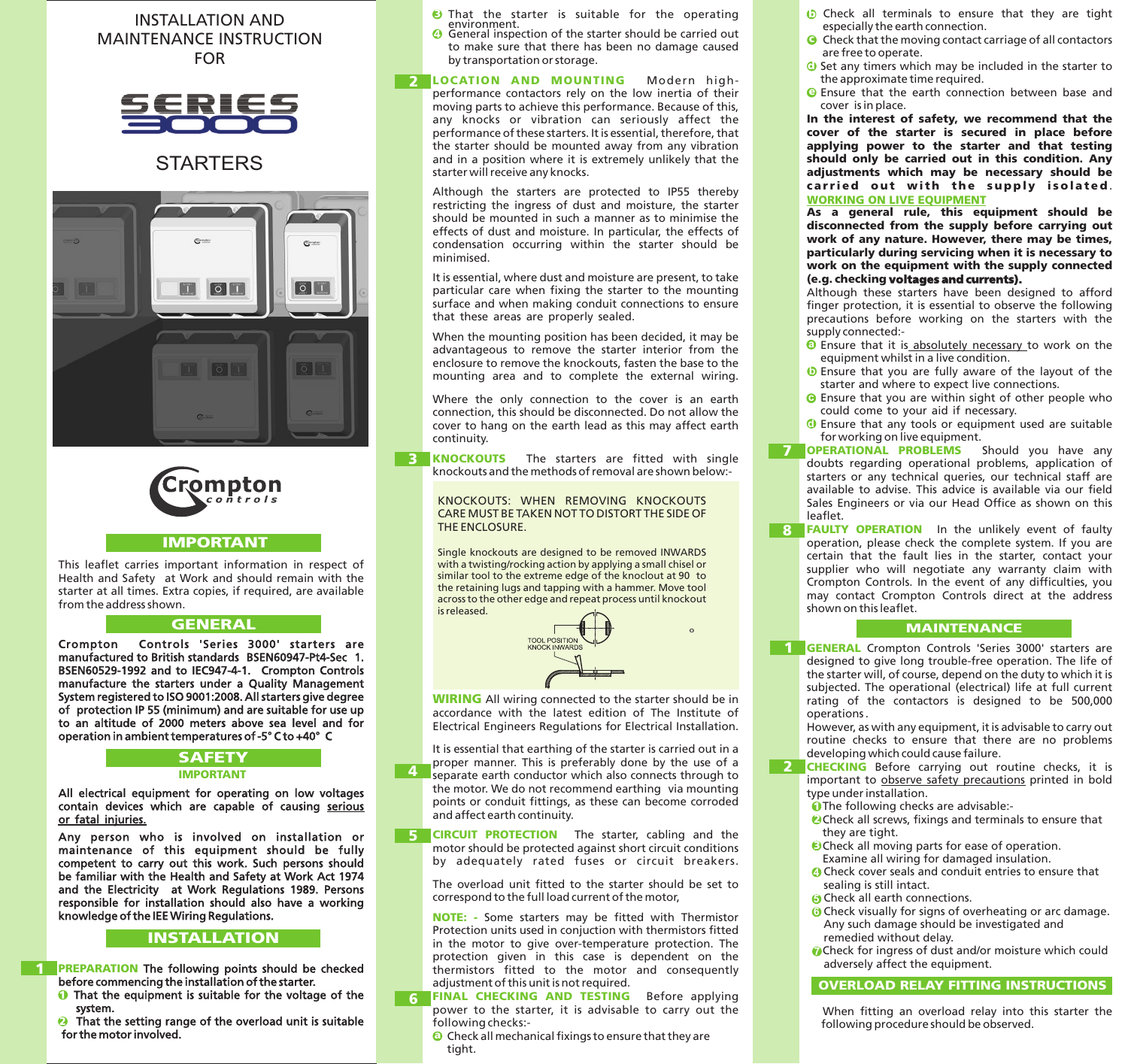# INSTALLATION AND MAINTENANCE INSTRUCTION FOR

# SERIES 3000

# STARTERS

Crompton controls

## IMPORTANT

This leaflet carries important information in respect of Health and Safety at Work and should remain with the starter at all times. Extra copies, if required, are available from the address shown.

## GENERAL

**Crompton Controls 'Series 3000' starters are manufactured to British standards BSEN60947-Pt4-Sec 1. BSEN60529-1992 and to IEC947-4-1. Crompton Controls manufacture the starters under a Quality Management System registered to ISO 9001:2008. All starters give degree of protection IP 55 (minimum) and are suitable for use up to an altitude of 2000 meters above sea level and for operation in ambient temperatures of -5° C to +40° C**

## SAFETY

### IMPORTANT

**All electrical equipment for operating on low voltages contain devices which are capable of causing <u>serious or fatal injuries.</u>**

**Any person who is involved on installation or maintenance of this equipment should be fully competent to carry out this work. Such persons should be familiar with the Health and Safety at Work Act 1974 and the Electricity at Work Regulations 1989. Persons responsible for installation should also have a working knowledge of the IEE Wiring Regulations.**

## INSTALLATION

**1 PREPARATION** **The following points should be checked before commencing the installation of the starter.**

1. **That the equipment is suitable for the voltage of the system.**
2. **That the setting range of the overload unit is suitable for the motor involved.**
3. That the starter is suitable for the operating environment.
4. General inspection of the starter should be carried out to make sure that there has been no damage caused by transportation or storage.

**2 LOCATION AND MOUNTING** Modern high-performance contactors rely on the low inertia of their moving parts to achieve this performance. Because of this, any knocks or vibration can seriously affect the performance of these starters. It is essential, therefore, that the starter should be mounted away from any vibration and in a position where it is extremely unlikely that the starter will receive any knocks.

Although the starters are protected to IP55 thereby restricting the ingress of dust and moisture, the starter should be mounted in such a manner as to minimise the effects of dust and moisture. In particular, the effects of condensation occurring within the starter should be minimised.

It is essential, where dust and moisture are present, to take particular care when fixing the starter to the mounting surface and when making conduit connections to ensure that these areas are properly sealed.

When the mounting position has been decided, it may be advantageous to remove the starter interior from the enclosure to remove the knockouts, fasten the base to the mounting area and to complete the external wiring.

Where the only connection to the cover is an earth connection, this should be disconnected. Do not allow the cover to hang on the earth lead as this may affect earth continuity.

**3 KNOCKOUTS** The starters are fitted with single knockouts and the methods of removal are shown below:-

KNOCKOUTS: WHEN REMOVING KNOCKOUTS CARE MUST BE TAKEN NOT TO DISTORT THE SIDE OF THE ENCLOSURE.

Single knockouts are designed to be removed INWARDS with a twisting/rocking action by applying a small chisel or similar tool to the extreme edge of the knockout at 90 to the retaining lugs and tapping with a hammer. Move tool across to the other edge and repeat process until knockout is released.

TOOL POSITION KNOCK INWARDS

**WIRING** All wiring connected to the starter should be in accordance with the latest edition of The Institute of Electrical Engineers Regulations for Electrical Installation.

**4** It is essential that earthing of the starter is carried out in a proper manner. This is preferably done by the use of a separate earth conductor which also connects through to the motor. We do not recommend earthing via mounting points or conduit fittings, as these can become corroded and affect earth continuity.

**5 CIRCUIT PROTECTION** The starter, cabling and the motor should be protected against short circuit conditions by adequately rated fuses or circuit breakers.

The overload unit fitted to the starter should be set to correspond to the full load current of the motor,

**NOTE: -** Some starters may be fitted with Thermistor Protection units used in conjuction with thermistors fitted in the motor to give over-temperature protection. The protection given in this case is dependent on the thermistors fitted to the motor and consequently adjustment of this unit is not required.

**6 FINAL CHECKING AND TESTING** Before applying power to the starter, it is advisable to carry out the following checks:-

a. Check all mechanical fixings to ensure that they are tight.
b. Check all terminals to ensure that they are tight especially the earth connection.
c. Check that the moving contact carriage of all contactors are free to operate.
d. Set any timers which may be included in the starter to the approximate time required.
e. Ensure that the earth connection between base and cover is in place.

**In the interest of safety, we recommend that the cover of the starter is secured in place before applying power to the starter and that testing should only be carried out in this condition. Any adjustments which may be necessary should be carried out with the supply isolated.**

**<u>WORKING ON LIVE EQUIPMENT</u>**

**As a general rule, this equipment should be disconnected from the supply before carrying out work of any nature. However, there may be times, particularly during servicing when it is necessary to work on the equipment with the supply connected (e.g. checking voltages and currents).**

Although these starters have been designed to afford finger protection, it is essential to observe the following precautions before working on the starters with the supply connected:-

a. Ensure that it is <u>absolutely necessary</u> to work on the equipment whilst in a live condition.
b. Ensure that you are fully aware of the layout of the starter and where to expect live connections.
c. Ensure that you are within sight of other people who could come to your aid if necessary.
d. Ensure that any tools or equipment used are suitable for working on live equipment.

**7 OPERATIONAL PROBLEMS** Should you have any doubts regarding operational problems, application of starters or any technical queries, our technical staff are available to advise. This advice is available via our field Sales Engineers or via our Head Office as shown on this leaflet.

**8 FAULTY OPERATION** In the unlikely event of faulty operation, please check the complete system. If you are certain that the fault lies in the starter, contact your supplier who will negotiate any warranty claim with Crompton Controls. In the event of any difficulties, you may contact Crompton Controls direct at the address shown on this leaflet.

## MAINTENANCE

**1 GENERAL** Crompton Controls 'Series 3000' starters are designed to give long trouble-free operation. The life of the starter will, of course, depend on the duty to which it is subjected. The operational (electrical) life at full current rating of the contactors is designed to be 500,000 operations.

However, as with any equipment, it is advisable to carry out routine checks to ensure that there are no problems developing which could cause failure.

**2 CHECKING** Before carrying out routine checks, it is important to <u>observe safety precautions</u> printed in bold type under installation.

1. The following checks are advisable:-
2. Check all screws, fixings and terminals to ensure that they are tight.
3. Check all moving parts for ease of operation. Examine all wiring for damaged insulation.
4. Check cover seals and conduit entries to ensure that sealing is still intact.
5. Check all earth connections.
6. Check visually for signs of overheating or arc damage. Any such damage should be investigated and remedied without delay.
7. Check for ingress of dust and/or moisture which could adversely affect the equipment.

## OVERLOAD RELAY FITTING INSTRUCTIONS

When fitting an overload relay into this starter the following procedure should be observed.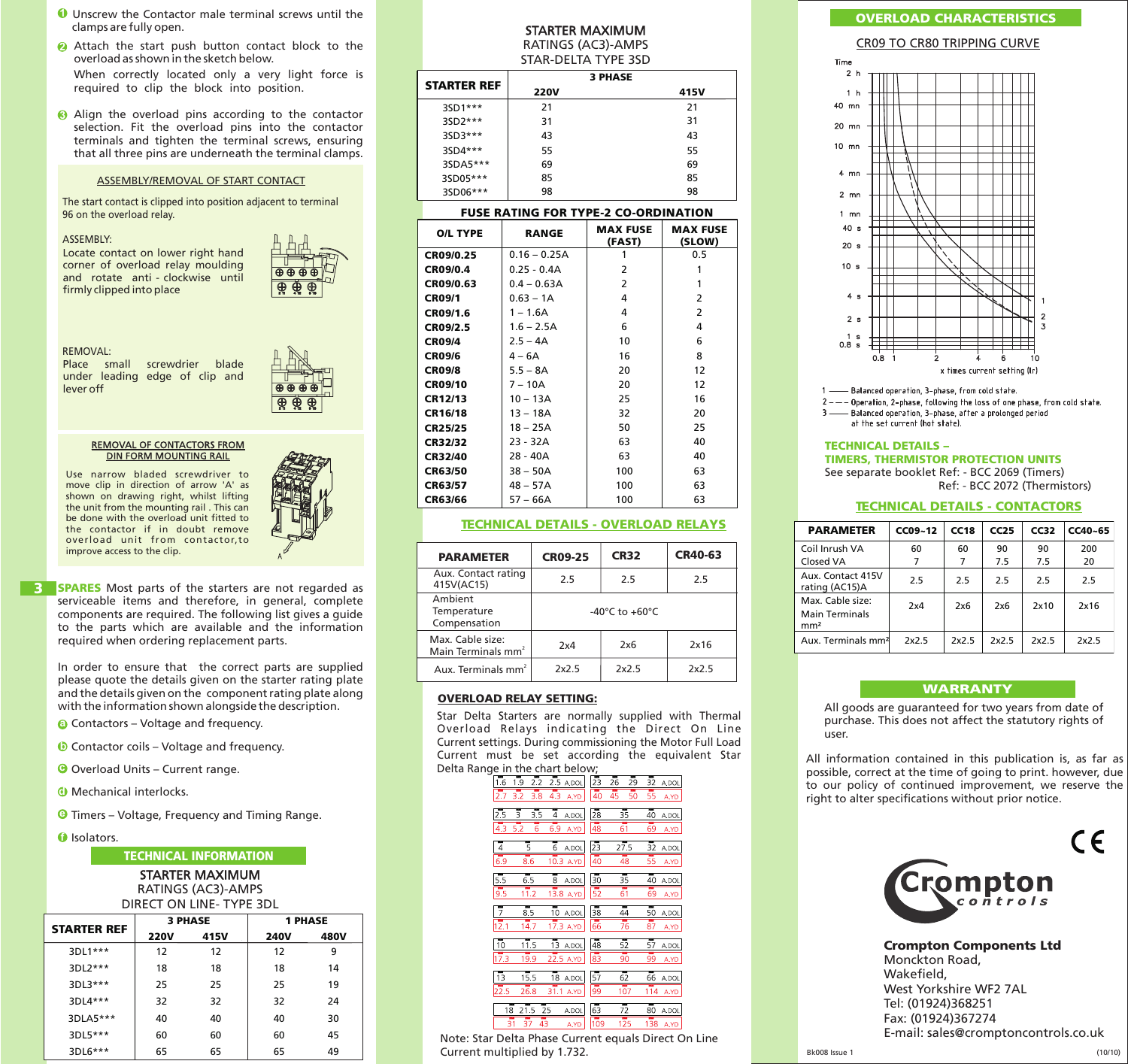❶ Unscrew the Contactor male terminal screws until the clamps are fully open.

❷ Attach the start push button contact block to the overload as shown in the sketch below.

When correctly located only a very light force is required to clip the block into position.

❸ Align the overload pins according to the contactor selection. Fit the overload pins into the contactor terminals and tighten the terminal screws, ensuring that all three pins are underneath the terminal clamps.

### ASSEMBLY/REMOVAL OF START CONTACT

The start contact is clipped into position adjacent to terminal 96 on the overload relay.

ASSEMBLY:
Locate contact on lower right hand corner of overload relay moulding and rotate anti - clockwise until firmly clipped into place

REMOVAL:
Place small screwdrier blade under leading edge of clip and lever off

### REMOVAL OF CONTACTORS FROM DIN FORM MOUNTING RAIL

Use narrow bladed screwdriver to move clip in direction of arrow 'A' as shown on drawing right, whilst lifting the unit from the mounting rail . This can be done with the overload unit fitted to the contactor if in doubt remove overload unit from contactor,to improve access to the clip.

A

**3** **SPARES** Most parts of the starters are not regarded as serviceable items and therefore, in general, complete components are required. The following list gives a guide to the parts which are available and the information required when ordering replacement parts.

In order to ensure that the correct parts are supplied please quote the details given on the starter rating plate and the details given on the component rating plate along with the information shown alongside the description.

ⓐ Contactors – Voltage and frequency.

ⓑ Contactor coils – Voltage and frequency.

ⓒ Overload Units – Current range.

ⓓ Mechanical interlocks.

ⓔ Timers – Voltage, Frequency and Timing Range.

ⓕ Isolators.

## TECHNICAL INFORMATION

### STARTER MAXIMUM RATINGS (AC3)-AMPS DIRECT ON LINE- TYPE 3DL

| STARTER REF | 3 PHASE | | 1 PHASE | |
|---|---|---|---|---|
| | 220V | 415V | 240V | 480V |
| 3DL1*** | 12 | 12 | 12 | 9 |
| 3DL2*** | 18 | 18 | 18 | 14 |
| 3DL3*** | 25 | 25 | 25 | 19 |
| 3DL4*** | 32 | 32 | 32 | 24 |
| 3DLA5*** | 40 | 40 | 40 | 30 |
| 3DL5*** | 60 | 60 | 60 | 45 |
| 3DL6*** | 65 | 65 | 65 | 49 |

### STARTER MAXIMUM RATINGS (AC3)-AMPS STAR-DELTA TYPE 3SD

| STARTER REF | 3 PHASE | |
|---|---|---|
| | 220V | 415V |
| 3SD1*** | 21 | 21 |
| 3SD2*** | 31 | 31 |
| 3SD3*** | 43 | 43 |
| 3SD4*** | 55 | 55 |
| 3SDA5*** | 69 | 69 |
| 3SD05*** | 85 | 85 |
| 3SD06*** | 98 | 98 |

### FUSE RATING FOR TYPE-2 CO-ORDINATION

| O/L TYPE | RANGE | MAX FUSE (FAST) | MAX FUSE (SLOW) |
|---|---|---|---|
| CR09/0.25 | 0.16 – 0.25A | 1 | 0.5 |
| CR09/0.4 | 0.25 - 0.4A | 2 | 1 |
| CR09/0.63 | 0.4 – 0.63A | 2 | 1 |
| CR09/1 | 0.63 – 1A | 4 | 2 |
| CR09/1.6 | 1 – 1.6A | 4 | 2 |
| CR09/2.5 | 1.6 – 2.5A | 6 | 4 |
| CR09/4 | 2.5 – 4A | 10 | 6 |
| CR09/6 | 4 – 6A | 16 | 8 |
| CR09/8 | 5.5 – 8A | 20 | 12 |
| CR09/10 | 7 – 10A | 20 | 12 |
| CR12/13 | 10 – 13A | 25 | 16 |
| CR16/18 | 13 – 18A | 32 | 20 |
| CR25/25 | 18 – 25A | 50 | 25 |
| CR32/32 | 23 - 32A | 63 | 40 |
| CR32/40 | 28 - 40A | 63 | 40 |
| CR63/50 | 38 – 50A | 100 | 63 |
| CR63/57 | 48 – 57A | 100 | 63 |
| CR63/66 | 57 – 66A | 100 | 63 |

### TECHNICAL DETAILS - OVERLOAD RELAYS

| PARAMETER | CR09-25 | CR32 | CR40-63 |
|---|---|---|---|
| Aux. Contact rating 415V(AC15) | 2.5 | 2.5 | 2.5 |
| Ambient Temperature Compensation | -40°C to +60°C | | |
| Max. Cable size: Main Terminals mm² | 2x4 | 2x6 | 2x16 |
| Aux. Terminals mm² | 2x2.5 | 2x2.5 | 2x2.5 |

### OVERLOAD RELAY SETTING:

Star Delta Starters are normally supplied with Thermal Overload Relays indicating the Direct On Line Current settings. During commissioning the Motor Full Load Current must be set according the equivalent Star Delta Range in the chart below;

| | | | | | | | | |
|---|---|---|---|---|---|---|---|---|
| 1.6 | 1.9 | 2.2 | 2.5 | A.DOL | 23 | 26 | 29 | 32 A.DOL |
| 2.7 | 3.2 | 3.8 | 4.3 | A.YD | 40 | 45 | 50 | 55 A.YD |
| 2.5 | 3 | 3.5 | 4 | A.DOL | 28 | 35 | | 40 A.DOL |
| 4.3 | 5.2 | 6 | 6.9 | A.YD | 48 | 61 | | 69 A.YD |
| 4 | 5 | | 6 | A.DOL | 23 | 27.5 | | 32 A.DOL |
| 6.9 | 8.6 | | 10.3 | A.YD | 40 | 48 | | 55 A.YD |
| 5.5 | 6.5 | | 8 | A.DOL | 30 | 35 | | 40 A.DOL |
| 9.5 | 11.2 | | 13.8 | A.YD | 52 | 61 | | 69 A.YD |
| 7 | 8.5 | | 10 | A.DOL | 38 | 44 | | 50 A.DOL |
| 12.1 | 14.7 | | 17.3 | A.YD | 66 | 76 | | 87 A.YD |
| 10 | 11.5 | | 13 | A.DOL | 48 | 52 | | 57 A.DOL |
| 17.3 | 19.9 | | 22.5 | A.YD | 83 | 90 | | 99 A.YD |
| 13 | 15.5 | | 18 | A.DOL | 57 | 62 | | 66 A.DOL |
| 22.5 | 26.8 | | 31.1 | A.YD | 99 | 107 | | 114 A.YD |
| 18 | 21.5 | 25 | | A.DOL | 63 | 72 | | 80 A.DOL |
| 31 | 37 | 43 | | A.YD | 109 | 125 | | 138 A.YD |

Note: Star Delta Phase Current equals Direct On Line Current multiplied by 1.732.

## OVERLOAD CHARACTERISTICS

### CR09 TO CR80 TRIPPING CURVE

Time
2 h
1 h
40 mn
20 mn
10 mn
4 mn
2 mn
1 mn
40 s
20 s
10 s
4 s
2 s
1 s
0.8 s

0.8 1 2 4 6 10
x times current setting (Ir)

1
2
3

1 —— Balanced operation, 3-phase, from cold state.
2 – – – Operation, 2-phase, following the loss of one phase, from cold state.
3 —— Balanced operation, 3-phase, after a prolonged period at the set current (hot state).

### TECHNICAL DETAILS – TIMERS, THERMISTOR PROTECTION UNITS

See separate booklet Ref: - BCC 2069 (Timers)
Ref: - BCC 2072 (Thermistors)

### TECHNICAL DETAILS - CONTACTORS

| PARAMETER | CC09~12 | CC18 | CC25 | CC32 | CC40~65 |
|---|---|---|---|---|---|
| Coil Inrush VA<br>Closed VA | 60<br>7 | 60<br>7 | 90<br>7.5 | 90<br>7.5 | 200<br>20 |
| Aux. Contact 415V rating (AC15)A | 2.5 | 2.5 | 2.5 | 2.5 | 2.5 |
| Max. Cable size: Main Terminals mm² | 2x4 | 2x6 | 2x6 | 2x10 | 2x16 |
| Aux. Terminals mm² | 2x2.5 | 2x2.5 | 2x2.5 | 2x2.5 | 2x2.5 |

## WARRANTY

All goods are guaranteed for two years from date of purchase. This does not affect the statutory rights of user.

All information contained in this publication is, as far as possible, correct at the time of going to print. however, due to our policy of continued improvement, we reserve the right to alter specifications without prior notice.

CE

Crompton controls

**Crompton Components Ltd**
Monckton Road,
Wakefield,
West Yorkshire WF2 7AL
Tel: (01924)368251
Fax: (01924)367274
E-mail: sales@cromptoncontrols.co.uk

Bk008 Issue 1 (10/10)